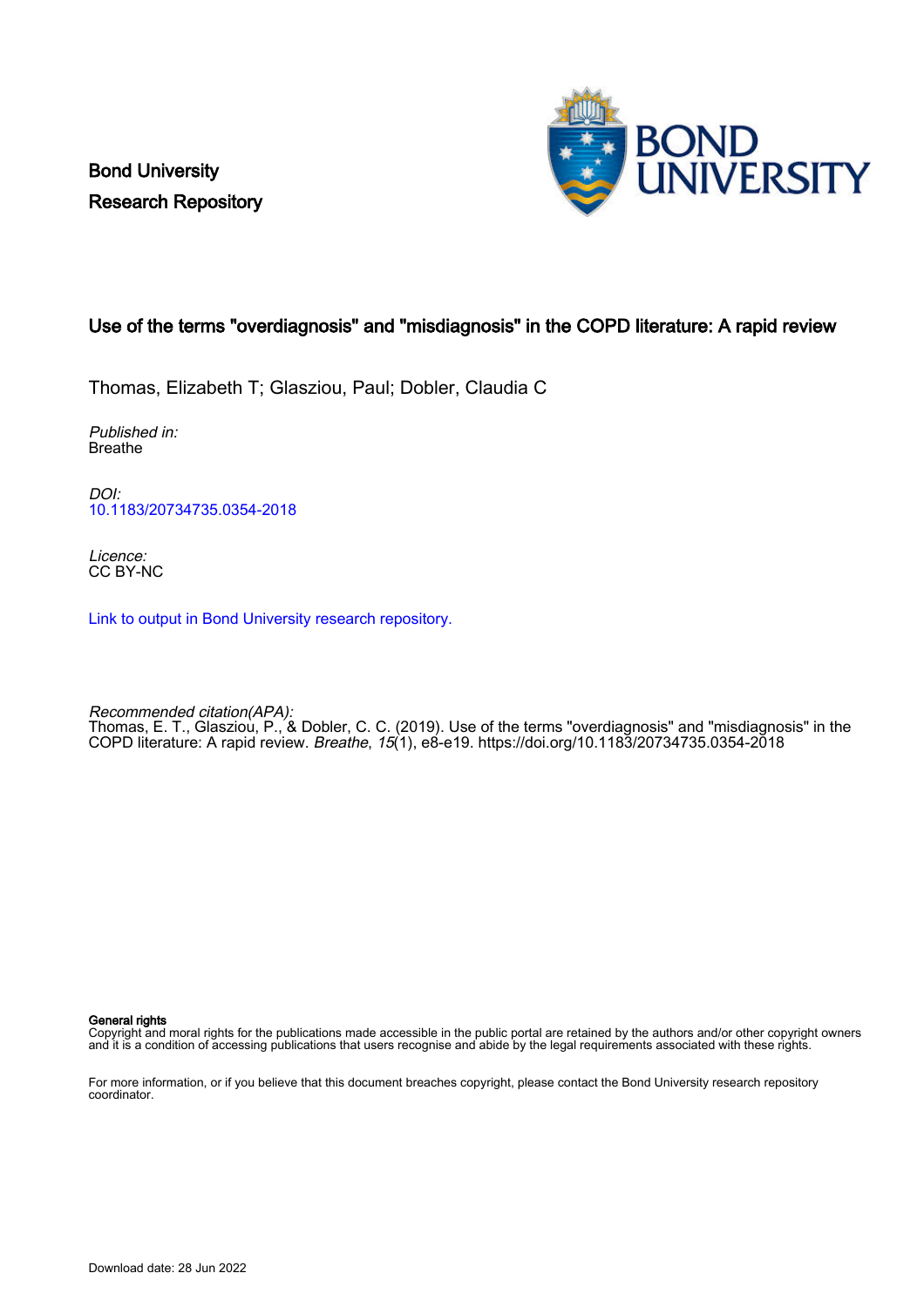Bond University
Research Repository

# Use of the terms "overdiagnosis" and "misdiagnosis" in the COPD literature: A rapid review

Thomas, Elizabeth T; Glasziou, Paul; Dobler, Claudia C

*Published in:*
Breathe

*DOI:*
10.1183/20734735.0354-2018

*Licence:*
CC BY-NC

Link to output in Bond University research repository.

*Recommended citation(APA):*
Thomas, E. T., Glasziou, P., & Dobler, C. C. (2019). Use of the terms "overdiagnosis" and "misdiagnosis" in the COPD literature: A rapid review. *Breathe*, *15*(1), e8-e19. https://doi.org/10.1183/20734735.0354-2018

**General rights**
Copyright and moral rights for the publications made accessible in the public portal are retained by the authors and/or other copyright owners and it is a condition of accessing publications that users recognise and abide by the legal requirements associated with these rights.

For more information, or if you believe that this document breaches copyright, please contact the Bond University research repository coordinator.

Download date: 28 Jun 2022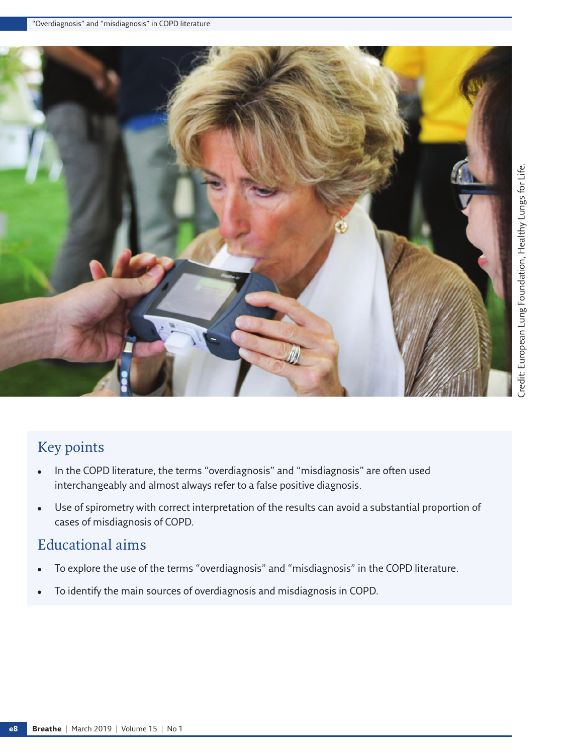Credit: European Lung Foundation, Healthy Lungs for Life.

## Key points

- In the COPD literature, the terms "overdiagnosis" and "misdiagnosis" are often used interchangeably and almost always refer to a false positive diagnosis.
- Use of spirometry with correct interpretation of the results can avoid a substantial proportion of cases of misdiagnosis of COPD.

## Educational aims

- To explore the use of the terms "overdiagnosis" and "misdiagnosis" in the COPD literature.
- To identify the main sources of overdiagnosis and misdiagnosis in COPD.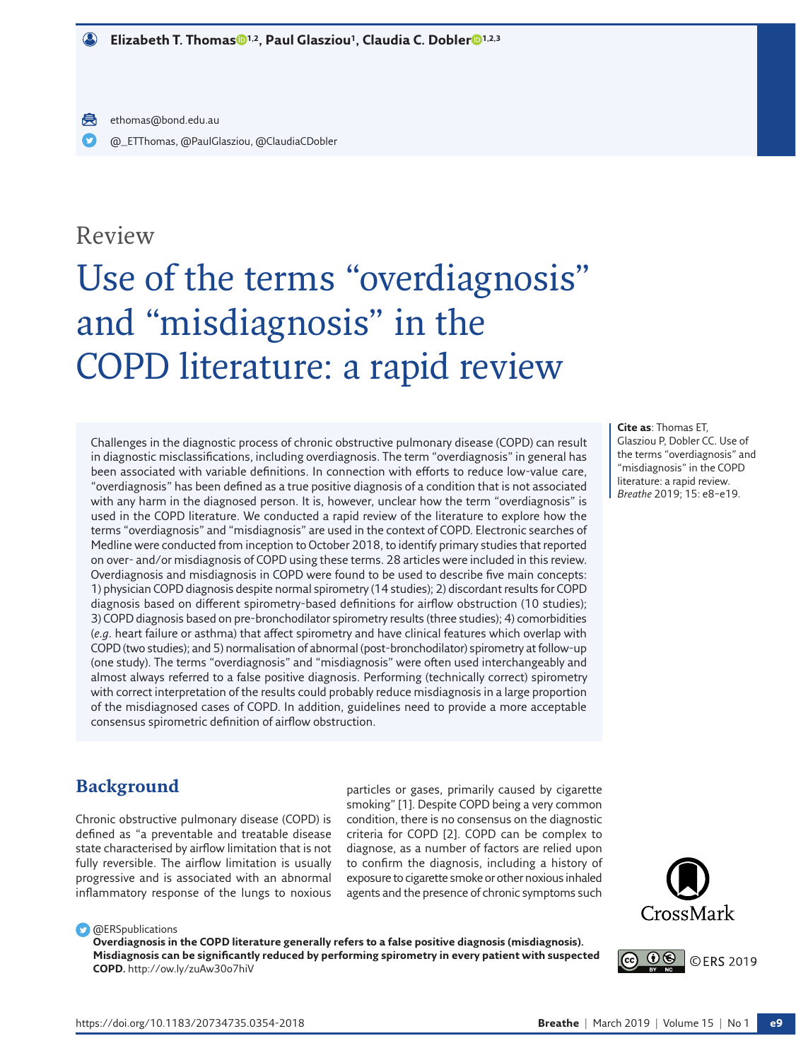**Elizabeth T. Thomas[1,2], Paul Glasziou[1], Claudia C. Dobler[1,2,3]**

ethomas@bond.edu.au

@_ETThomas, @PaulGlasziou, @ClaudiaCDobler

Review

# Use of the terms "overdiagnosis" and "misdiagnosis" in the COPD literature: a rapid review

Challenges in the diagnostic process of chronic obstructive pulmonary disease (COPD) can result in diagnostic misclassifications, including overdiagnosis. The term "overdiagnosis" in general has been associated with variable definitions. In connection with efforts to reduce low-value care, "overdiagnosis" has been defined as a true positive diagnosis of a condition that is not associated with any harm in the diagnosed person. It is, however, unclear how the term "overdiagnosis" is used in the COPD literature. We conducted a rapid review of the literature to explore how the terms "overdiagnosis" and "misdiagnosis" are used in the context of COPD. Electronic searches of Medline were conducted from inception to October 2018, to identify primary studies that reported on over- and/or misdiagnosis of COPD using these terms. 28 articles were included in this review. Overdiagnosis and misdiagnosis in COPD were found to be used to describe five main concepts: 1) physician COPD diagnosis despite normal spirometry (14 studies); 2) discordant results for COPD diagnosis based on different spirometry-based definitions for airflow obstruction (10 studies); 3) COPD diagnosis based on pre-bronchodilator spirometry results (three studies); 4) comorbidities (*e.g.* heart failure or asthma) that affect spirometry and have clinical features which overlap with COPD (two studies); and 5) normalisation of abnormal (post-bronchodilator) spirometry at follow-up (one study). The terms "overdiagnosis" and "misdiagnosis" were often used interchangeably and almost always referred to a false positive diagnosis. Performing (technically correct) spirometry with correct interpretation of the results could probably reduce misdiagnosis in a large proportion of the misdiagnosed cases of COPD. In addition, guidelines need to provide a more acceptable consensus spirometric definition of airflow obstruction.

**Cite as**: Thomas ET, Glasziou P, Dobler CC. Use of the terms "overdiagnosis" and "misdiagnosis" in the COPD literature: a rapid review. *Breathe* 2019; 15: e8–e19.

## Background

Chronic obstructive pulmonary disease (COPD) is defined as "a preventable and treatable disease state characterised by airflow limitation that is not fully reversible. The airflow limitation is usually progressive and is associated with an abnormal inflammatory response of the lungs to noxious particles or gases, primarily caused by cigarette smoking" [1]. Despite COPD being a very common condition, there is no consensus on the diagnostic criteria for COPD [2]. COPD can be complex to diagnose, as a number of factors are relied upon to confirm the diagnosis, including a history of exposure to cigarette smoke or other noxious inhaled agents and the presence of chronic symptoms such

@ERSpublications

**Overdiagnosis in the COPD literature generally refers to a false positive diagnosis (misdiagnosis). Misdiagnosis can be significantly reduced by performing spirometry in every patient with suspected COPD.** http://ow.ly/zuAw30o7hiV

©ERS 2019

https://doi.org/10.1183/20734735.0354-2018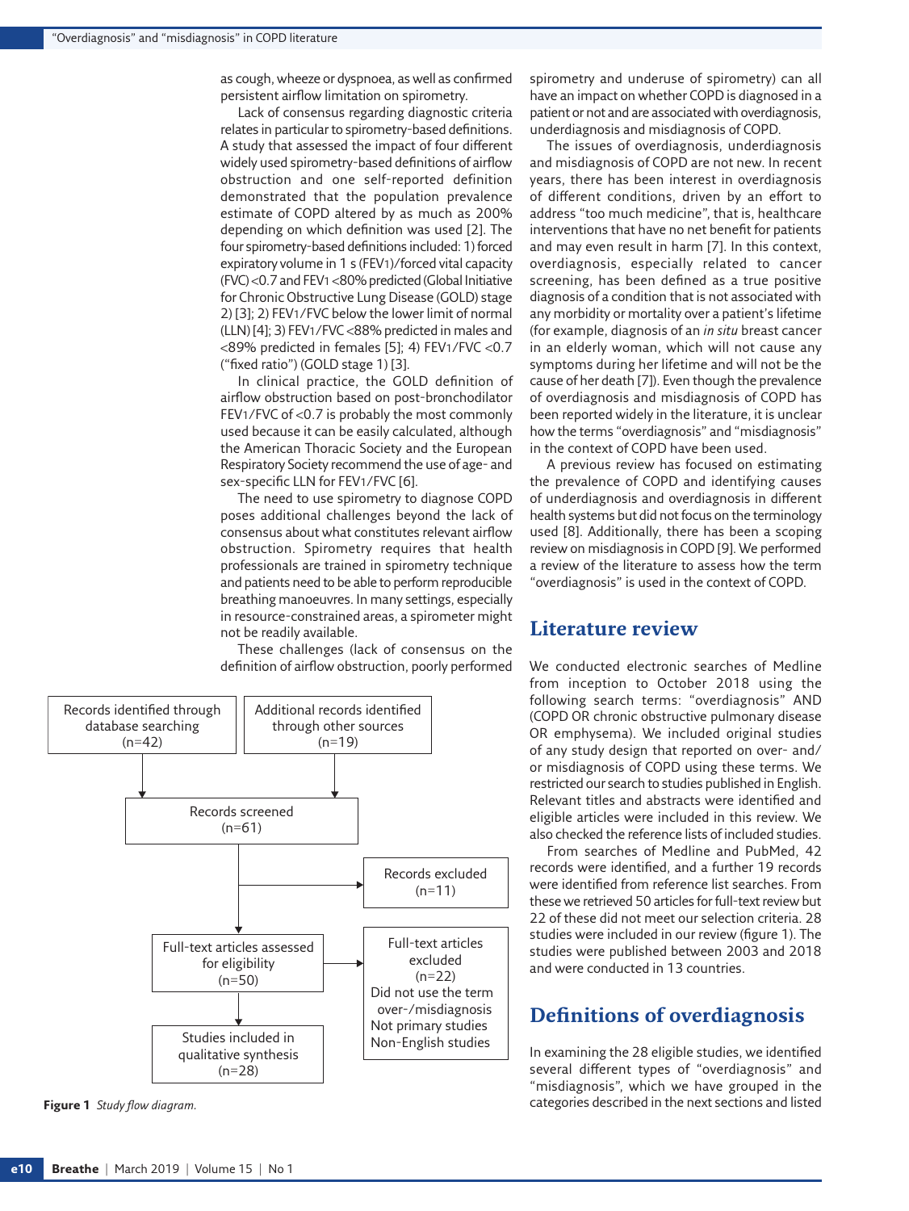as cough, wheeze or dyspnoea, as well as confirmed persistent airflow limitation on spirometry.

Lack of consensus regarding diagnostic criteria relates in particular to spirometry-based definitions. A study that assessed the impact of four different widely used spirometry-based definitions of airflow obstruction and one self-reported definition demonstrated that the population prevalence estimate of COPD altered by as much as 200% depending on which definition was used [2]. The four spirometry-based definitions included: 1) forced expiratory volume in 1 s ($FEV_1$)/forced vital capacity (FVC) <0.7 and $FEV_1$ <80% predicted (Global Initiative for Chronic Obstructive Lung Disease (GOLD) stage 2) [3]; 2) $FEV_1$/FVC below the lower limit of normal (LLN) [4]; 3) $FEV_1$/FVC <88% predicted in males and <89% predicted in females [5]; 4) $FEV_1$/FVC <0.7 ("fixed ratio") (GOLD stage 1) [3].

In clinical practice, the GOLD definition of airflow obstruction based on post-bronchodilator $FEV_1$/FVC of <0.7 is probably the most commonly used because it can be easily calculated, although the American Thoracic Society and the European Respiratory Society recommend the use of age- and sex-specific LLN for $FEV_1$/FVC [6].

The need to use spirometry to diagnose COPD poses additional challenges beyond the lack of consensus about what constitutes relevant airflow obstruction. Spirometry requires that health professionals are trained in spirometry technique and patients need to be able to perform reproducible breathing manoeuvres. In many settings, especially in resource-constrained areas, a spirometer might not be readily available.

These challenges (lack of consensus on the definition of airflow obstruction, poorly performed spirometry and underuse of spirometry) can all have an impact on whether COPD is diagnosed in a patient or not and are associated with overdiagnosis, underdiagnosis and misdiagnosis of COPD.

The issues of overdiagnosis, underdiagnosis and misdiagnosis of COPD are not new. In recent years, there has been interest in overdiagnosis of different conditions, driven by an effort to address "too much medicine", that is, healthcare interventions that have no net benefit for patients and may even result in harm [7]. In this context, overdiagnosis, especially related to cancer screening, has been defined as a true positive diagnosis of a condition that is not associated with any morbidity or mortality over a patient's lifetime (for example, diagnosis of an *in situ* breast cancer in an elderly woman, which will not cause any symptoms during her lifetime and will not be the cause of her death [7]). Even though the prevalence of overdiagnosis and misdiagnosis of COPD has been reported widely in the literature, it is unclear how the terms "overdiagnosis" and "misdiagnosis" in the context of COPD have been used.

A previous review has focused on estimating the prevalence of COPD and identifying causes of underdiagnosis and overdiagnosis in different health systems but did not focus on the terminology used [8]. Additionally, there has been a scoping review on misdiagnosis in COPD [9]. We performed a review of the literature to assess how the term "overdiagnosis" is used in the context of COPD.

Records identified through database searching (n=42) | Additional records identified through other sources (n=19)
→ Records screened (n=61) → Records excluded (n=11)
→ Full-text articles assessed for eligibility (n=50) → Full-text articles excluded (n=22): Did not use the term over-/misdiagnosis; Not primary studies; Non-English studies
→ Studies included in qualitative synthesis (n=28)

**Figure 1** *Study flow diagram.*

## Literature review

We conducted electronic searches of Medline from inception to October 2018 using the following search terms: "overdiagnosis" AND (COPD OR chronic obstructive pulmonary disease OR emphysema). We included original studies of any study design that reported on over- and/or misdiagnosis of COPD using these terms. We restricted our search to studies published in English. Relevant titles and abstracts were identified and eligible articles were included in this review. We also checked the reference lists of included studies.

From searches of Medline and PubMed, 42 records were identified, and a further 19 records were identified from reference list searches. From these we retrieved 50 articles for full-text review but 22 of these did not meet our selection criteria. 28 studies were included in our review (figure 1). The studies were published between 2003 and 2018 and were conducted in 13 countries.

## Definitions of overdiagnosis

In examining the 28 eligible studies, we identified several different types of "overdiagnosis" and "misdiagnosis", which we have grouped in the categories described in the next sections and listed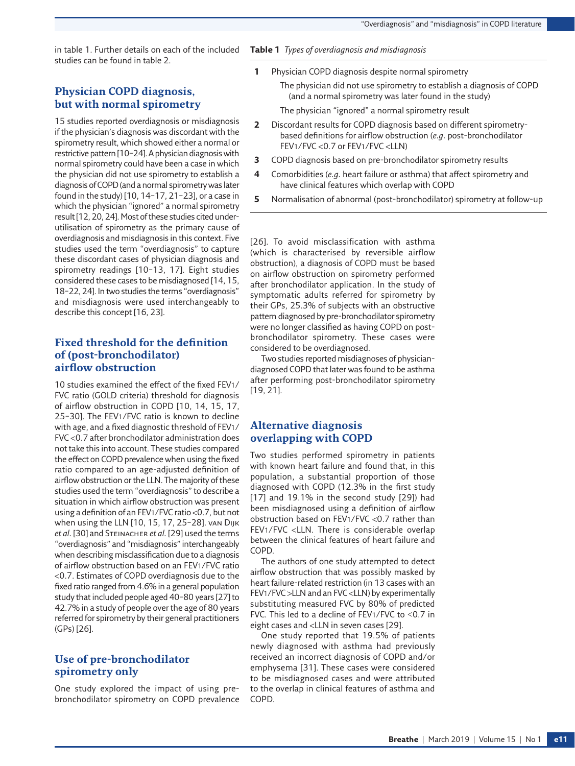in table 1. Further details on each of the included studies can be found in table 2.

## Physician COPD diagnosis, but with normal spirometry

15 studies reported overdiagnosis or misdiagnosis if the physician's diagnosis was discordant with the spirometry result, which showed either a normal or restrictive pattern [10–24]. A physician diagnosis with normal spirometry could have been a case in which the physician did not use spirometry to establish a diagnosis of COPD (and a normal spirometry was later found in the study) [10, 14–17, 21–23], or a case in which the physician "ignored" a normal spirometry result [12, 20, 24]. Most of these studies cited under-utilisation of spirometry as the primary cause of overdiagnosis and misdiagnosis in this context. Five studies used the term "overdiagnosis" to capture these discordant cases of physician diagnosis and spirometry readings [10–13, 17]. Eight studies considered these cases to be misdiagnosed [14, 15, 18–22, 24]. In two studies the terms "overdiagnosis" and misdiagnosis were used interchangeably to describe this concept [16, 23].

## Fixed threshold for the definition of (post-bronchodilator) airflow obstruction

10 studies examined the effect of the fixed $FEV_1$/FVC ratio (GOLD criteria) threshold for diagnosis of airflow obstruction in COPD [10, 14, 15, 17, 25–30]. The $FEV_1$/FVC ratio is known to decline with age, and a fixed diagnostic threshold of $FEV_1$/FVC <0.7 after bronchodilator administration does not take this into account. These studies compared the effect on COPD prevalence when using the fixed ratio compared to an age-adjusted definition of airflow obstruction or the LLN. The majority of these studies used the term "overdiagnosis" to describe a situation in which airflow obstruction was present using a definition of an $FEV_1$/FVC ratio <0.7, but not when using the LLN [10, 15, 17, 25–28]. van Dijk *et al.* [30] and Steinacher *et al.* [29] used the terms "overdiagnosis" and "misdiagnosis" interchangeably when describing misclassification due to a diagnosis of airflow obstruction based on an $FEV_1$/FVC ratio <0.7. Estimates of COPD overdiagnosis due to the fixed ratio ranged from 4.6% in a general population study that included people aged 40–80 years [27] to 42.7% in a study of people over the age of 80 years referred for spirometry by their general practitioners (GPs) [26].

## Use of pre-bronchodilator spirometry only

One study explored the impact of using pre-bronchodilator spirometry on COPD prevalence [26]. To avoid misclassification with asthma (which is characterised by reversible airflow obstruction), a diagnosis of COPD must be based on airflow obstruction on spirometry performed after bronchodilator application. In the study of symptomatic adults referred for spirometry by their GPs, 25.3% of subjects with an obstructive pattern diagnosed by pre-bronchodilator spirometry were no longer classified as having COPD on post-bronchodilator spirometry. These cases were considered to be overdiagnosed.

Two studies reported misdiagnoses of physician-diagnosed COPD that later was found to be asthma after performing post-bronchodilator spirometry [19, 21].

**Table 1** *Types of overdiagnosis and misdiagnosis*

| | |
|---|---|
| **1** | Physician COPD diagnosis despite normal spirometry |
| | The physician did not use spirometry to establish a diagnosis of COPD (and a normal spirometry was later found in the study) |
| | The physician "ignored" a normal spirometry result |
| **2** | Discordant results for COPD diagnosis based on different spirometry-based definitions for airflow obstruction (*e.g.* post-bronchodilator $FEV_1$/FVC <0.7 or $FEV_1$/FVC <LLN) |
| **3** | COPD diagnosis based on pre-bronchodilator spirometry results |
| **4** | Comorbidities (*e.g.* heart failure or asthma) that affect spirometry and have clinical features which overlap with COPD |
| **5** | Normalisation of abnormal (post-bronchodilator) spirometry at follow-up |

## Alternative diagnosis overlapping with COPD

Two studies performed spirometry in patients with known heart failure and found that, in this population, a substantial proportion of those diagnosed with COPD (12.3% in the first study [17] and 19.1% in the second study [29]) had been misdiagnosed using a definition of airflow obstruction based on $FEV_1$/FVC <0.7 rather than $FEV_1$/FVC <LLN. There is considerable overlap between the clinical features of heart failure and COPD.

The authors of one study attempted to detect airflow obstruction that was possibly masked by heart failure-related restriction (in 13 cases with an $FEV_1$/FVC >LLN and an FVC <LLN) by experimentally substituting measured FVC by 80% of predicted FVC. This led to a decline of $FEV_1$/FVC to <0.7 in eight cases and <LLN in seven cases [29].

One study reported that 19.5% of patients newly diagnosed with asthma had previously received an incorrect diagnosis of COPD and/or emphysema [31]. These cases were considered to be misdiagnosed cases and were attributed to the overlap in clinical features of asthma and COPD.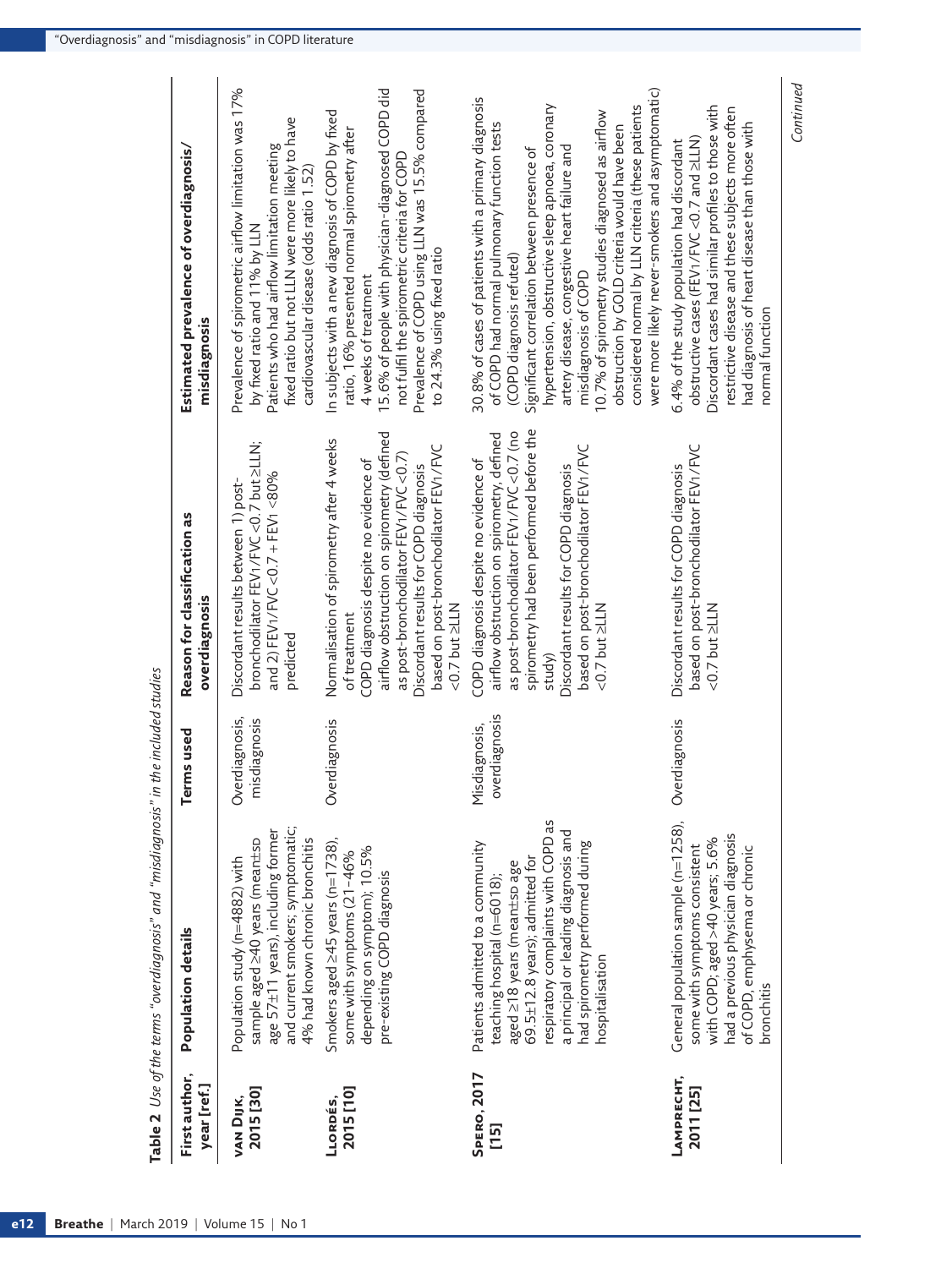**Table 2** *Use of the terms "overdiagnosis" and "misdiagnosis" in the included studies*

| First author, year [ref.] | Population details | Terms used | Reason for classification as overdiagnosis | Estimated prevalence of overdiagnosis/ misdiagnosis |
|---|---|---|---|---|
| **van Dijk, 2015 [30]** | Population study (n=4882) with sample aged ≥40 years (mean±SD age 57±11 years), including former and current smokers; symptomatic; 4% had known chronic bronchitis | Overdiagnosis, misdiagnosis | Discordant results between 1) post-bronchodilator $FEV_1/FVC < 0.7$ but ≥LLN; and 2) $FEV_1/FVC < 0.7$ + $FEV_1 < 80\%$ predicted | Prevalence of spirometric airflow limitation was 17% by fixed ratio and 11% by LLN<br>Patients who had airflow limitation meeting fixed ratio but not LLN were more likely to have cardiovascular disease (odds ratio 1.52) |
| **Llordés, 2015 [10]** | Smokers aged ≥45 years (n=1738), some with symptoms (21–46% depending on symptom); 10.5% pre-existing COPD diagnosis | Overdiagnosis | Normalisation of spirometry after 4 weeks of treatment<br>COPD diagnosis despite no evidence of airflow obstruction on spirometry (defined as post-bronchodilator $FEV_1/FVC < 0.7$)<br>Discordant results for COPD diagnosis based on post-bronchodilator $FEV_1/FVC < 0.7$ but ≥LLN | In subjects with a new diagnosis of COPD by fixed ratio, 16% presented normal spirometry after 4 weeks of treatment<br>15.6% of people with physician-diagnosed COPD did not fulfil the spirometric criteria for COPD<br>Prevalence of COPD using LLN was 15.5% compared to 24.3% using fixed ratio |
| **Spero, 2017 [15]** | Patients admitted to a community teaching hospital (n=6018); aged ≥18 years (mean±SD age 69.5±12.8 years); admitted for respiratory complaints with COPD as a principal or leading diagnosis and had spirometry performed during hospitalisation | Misdiagnosis, overdiagnosis | COPD diagnosis despite no evidence of airflow obstruction on spirometry, defined as post-bronchodilator $FEV_1/FVC < 0.7$ (no spirometry had been performed before the study)<br>Discordant results for COPD diagnosis based on post-bronchodilator $FEV_1/FVC < 0.7$ but ≥LLN | 30.8% of cases of patients with a primary diagnosis of COPD had normal pulmonary function tests (COPD diagnosis refuted)<br>Significant correlation between presence of hypertension, obstructive sleep apnoea, coronary artery disease, congestive heart failure and misdiagnosis of COPD<br>10.7% of spirometry studies diagnosed as airflow obstruction by GOLD criteria would have been considered normal by LLN criteria (these patients were more likely never-smokers and asymptomatic) |
| **Lamprecht, 2011 [25]** | General population sample (n=1258), some with symptoms consistent with COPD; aged >40 years; 5.6% had a previous physician diagnosis of COPD, emphysema or chronic bronchitis | Overdiagnosis | Discordant results for COPD diagnosis based on post-bronchodilator $FEV_1/FVC < 0.7$ but ≥LLN | 6.4% of the study population had discordant obstructive cases ($FEV_1/FVC < 0.7$ and ≥LLN)<br>Discordant cases had similar profiles to those with restrictive disease and these subjects more often had diagnosis of heart disease than those with normal function |

*Continued*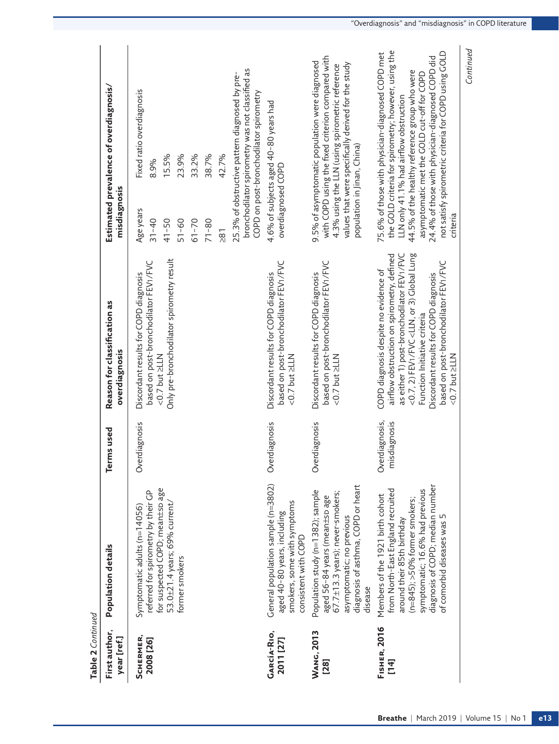**Table 2** *Continued*

| First author, year [ref.] | Population details | Terms used | Reason for classification as overdiagnosis | Estimated prevalence of overdiagnosis/ misdiagnosis |
|---|---|---|---|---|
| **Schermer, 2008 [26]** | Symptomatic adults (n=14056) referred for spirometry by their GP for suspected COPD; mean±SD age 53.0±21.4 years; 69% current/ former smokers | Overdiagnosis | Discordant results for COPD diagnosis based on post-bronchodilator $FEV_1/FVC$ <0.7 but ≥LLN<br>Only pre-bronchodilator spirometry result | Age years / Fixed ratio overdiagnosis<br>31–40: 8.9%<br>41–50: 15.5%<br>51–60: 23.9%<br>61–70: 33.2%<br>71–80: 38.7%<br>≥81: 42.7%<br>25.3% of obstructive pattern diagnosed by pre-bronchodilator spirometry was not classified as COPD on post-bronchodilator spirometry |
| **García-Rio, 2011 [27]** | General population sample (n=3802) aged 40–80 years, including smokers, some with symptoms consistent with COPD | Overdiagnosis | Discordant results for COPD diagnosis based on post-bronchodilator $FEV_1/FVC$ <0.7 but ≥LLN | 4.6% of subjects aged 40–80 years had overdiagnosed COPD |
| **Wang, 2013 [28]** | Population study (n=1382); sample aged 56–84 years (mean±SD age 67.7±13.3 years); never-smokers; asymptomatic; no previous diagnosis of asthma, COPD or heart disease | Overdiagnosis | Discordant results for COPD diagnosis based on post-bronchodilator $FEV_1/FVC$ <0.7 but ≥LLN | 9.5% of asymptomatic population were diagnosed with COPD using the fixed criterion compared with 4.3% using the LLN (using spirometric reference values that were specifically derived for the study population in Jinan, China) |
| **Fisher, 2016 [14]** | Members of the 1921 birth cohort from North-East England recruited around their 85th birthday (n=845); >50% former smokers; symptomatic; 16.6% had previous diagnosis of COPD; median number of comorbid diseases was 5 | Overdiagnosis, misdiagnosis | COPD diagnosis despite no evidence of airflow obstruction on spirometry, defined as either 1) post-bronchodilator $FEV_1/FVC$ <0.7, 2) $FEV_1/FVC$ <LLN, or 3) Global Lung Function Initiative criteria<br>Discordant results for COPD diagnosis based on post-bronchodilator $FEV_1/FVC$ <0.7 but ≥LLN | 75.6% of those with physician-diagnosed COPD met the GOLD criteria for spirometry; however, using the LLN only 41.1% had airflow obstruction<br>44.5% of the healthy reference group who were asymptomatic met the GOLD cut-off for COPD<br>24.4% of those with physician-diagnosed COPD did not satisfy spirometric criteria for COPD using GOLD criteria |

*Continued*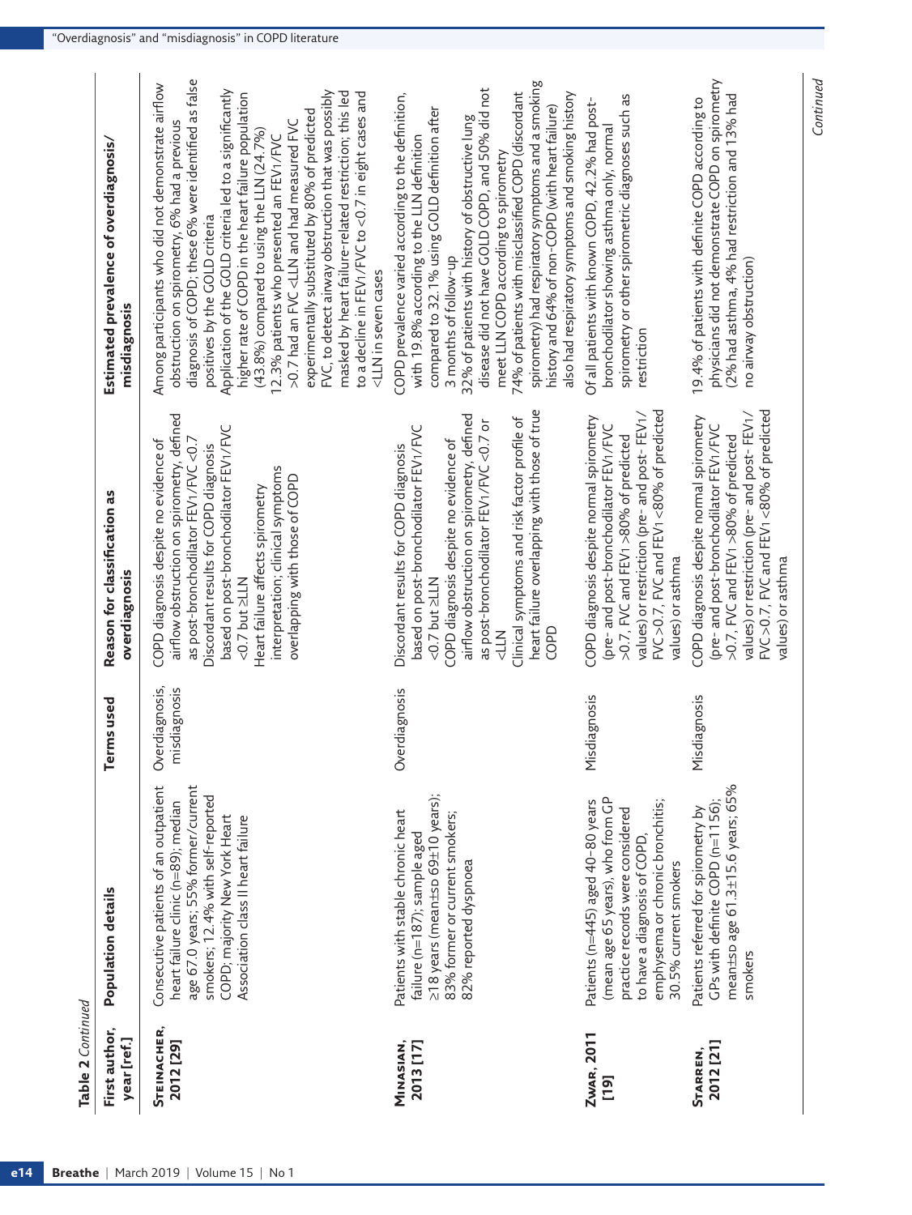**Table 2** *Continued*

| First author, year [ref.] | Population details | Terms used | Reason for classification as overdiagnosis | Estimated prevalence of overdiagnosis/ misdiagnosis |
|---|---|---|---|---|
| **Steinacher, 2012 [29]** | Consecutive patients of an outpatient heart failure clinic (n=89); median age 67.0 years; 55% former/current smokers; 12.4% with self-reported COPD; majority New York Heart Association class II heart failure | Overdiagnosis, misdiagnosis | COPD diagnosis despite no evidence of airflow obstruction on spirometry, defined as post-bronchodilator $FEV_1/FVC$ <0.7<br>Discordant results for COPD diagnosis based on post-bronchodilator $FEV_1/FVC$ <0.7 but ≥LLN<br>Heart failure affects spirometry interpretation; clinical symptoms overlapping with those of COPD | Among participants who did not demonstrate airflow obstruction on spirometry, 6% had a previous diagnosis of COPD; these 6% were identified as false positives by the GOLD criteria<br>Application of the GOLD criteria led to a significantly higher rate of COPD in the heart failure population (43.8%) compared to using the LLN (24.7%)<br>12.3% patients who presented an $FEV_1/FVC$ >0.7 had an FVC <LLN and had measured FVC experimentally substituted by 80% of predicted FVC, to detect airway obstruction that was possibly masked by heart failure-related restriction; this led to a decline in $FEV_1/FVC$ to <0.7 in eight cases and <LLN in seven cases |
| **Minasian, 2013 [17]** | Patients with stable chronic heart failure (n=187); sample aged ≥18 years (mean±SD 69±10 years); 83% former or current smokers; 82% reported dyspnoea | Overdiagnosis | Discordant results for COPD diagnosis based on post-bronchodilator $FEV_1/FVC$ <0.7 but ≥LLN<br>COPD diagnosis despite no evidence of airflow obstruction on spirometry, defined as post-bronchodilator $FEV_1/FVC$ <0.7 or <LLN<br>Clinical symptoms and risk factor profile of heart failure overlapping with those of true COPD | COPD prevalence varied according to the definition, with 19.8% according to the LLN definition compared to 32.1% using GOLD definition after 3 months of follow-up<br>32% of patients with history of obstructive lung disease did not have GOLD COPD, and 50% did not meet LLN COPD according to spirometry<br>74% of patients with misclassified COPD (discordant spirometry) had respiratory symptoms and a smoking history and 64% of non-COPD (with heart failure) also had respiratory symptoms and smoking history |
| **Zwar, 2011 [19]** | Patients (n=445) aged 40–80 years (mean age 65 years), who from GP practice records were considered to have a diagnosis of COPD, emphysema or chronic bronchitis; 30.5% current smokers | Misdiagnosis | COPD diagnosis despite normal spirometry (pre- and post-bronchodilator $FEV_1/FVC$ >0.7, FVC and $FEV_1$ >80% of predicted values) or restriction (pre- and post- $FEV_1$/FVC >0.7, FVC and $FEV_1$ <80% of predicted values) or asthma | Of all patients with known COPD, 42.2% had post-bronchodilator showing asthma only, normal spirometry or other spirometric diagnoses such as restriction |
| **Starren, 2012 [21]** | Patients referred for spirometry by GPs with definite COPD (n=1156); mean±SD age 61.3±15.6 years; 65% smokers | Misdiagnosis | COPD diagnosis despite normal spirometry (pre- and post-bronchodilator $FEV_1/FVC$ >0.7, FVC and $FEV_1$ >80% of predicted values) or restriction (pre- and post- $FEV_1$/FVC >0.7, FVC and $FEV_1$ <80% of predicted values) or asthma | 19.4% of patients with definite COPD according to physicians did not demonstrate COPD on spirometry (2% had asthma, 4% had restriction and 13% had no airway obstruction) |

*Continued*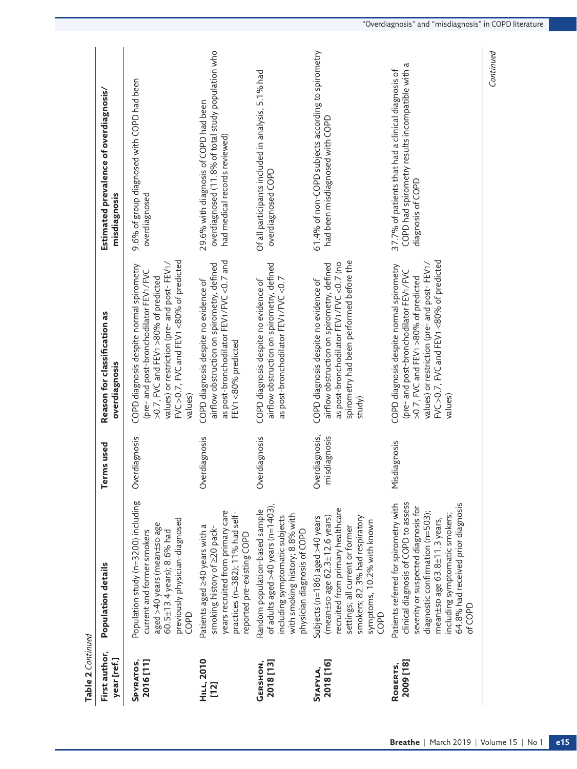**Table 2** *Continued*

| First author, year [ref.] | Population details | Terms used | Reason for classification as overdiagnosis | Estimated prevalence of overdiagnosis/misdiagnosis |
|---|---|---|---|---|
| Spyratos, 2016 [11] | Population study (n=3200) including current and former smokers aged >40 years (mean±SD age 60.5±13.4 years); 8.6% had previously physician-diagnosed COPD | Overdiagnosis | COPD diagnosis despite normal spirometry (pre- and post-bronchodilator $FEV_1$/FVC >0.7, FVC and $FEV_1$ >80% of predicted values) or restriction (pre- and post- $FEV_1$/FVC >0.7, FVC and $FEV_1$ <80% of predicted values) | 9.6% of group diagnosed with COPD had been overdiagnosed |
| Hill, 2010 [12] | Patients aged ≥40 years with a smoking history of ≥20 pack-years recruited from primary care practices (n=382); 11% had self-reported pre-existing COPD | Overdiagnosis | COPD diagnosis despite no evidence of airflow obstruction on spirometry, defined as post-bronchodilator $FEV_1$/FVC <0.7 and $FEV_1$ <80% predicted | 29.6% with diagnosis of COPD had been overdiagnosed (11.8% of total study population who had medical records reviewed) |
| Gershon, 2018 [13] | Random population-based sample of adults aged >40 years (n=1403), including symptomatic subjects with smoking history; 8.8% with physician diagnosis of COPD | Overdiagnosis | COPD diagnosis despite no evidence of airflow obstruction on spirometry, defined as post-bronchodilator $FEV_1$/FVC <0.7 | Of all participants included in analysis, 5.1% had overdiagnosed COPD |
| Stafyla, 2018 [16] | Subjects (n=186) aged >40 years (mean±SD age 62.3±12.6 years) recruited from primary healthcare settings; all current or former smokers; 82.3% had respiratory symptoms, 10.2% with known COPD | Overdiagnosis, misdiagnosis | COPD diagnosis despite no evidence of airflow obstruction on spirometry, defined as post-bronchodilator $FEV_1$/FVC <0.7 (no spirometry had been performed before the study) | 61.4% of non-COPD subjects according to spirometry had been misdiagnosed with COPD |
| Roberts, 2009 [18] | Patients referred for spirometry with clinical diagnosis of COPD to assess severity or suspected diagnosis for diagnostic confirmation (n=503); mean±SD age 63.8±11.3 years, including symptomatic smokers; 64.8% had received prior diagnosis of COPD | Misdiagnosis | COPD diagnosis despite normal spirometry (pre- and post-bronchodilator $FEV_1$/FVC >0.7, FVC and $FEV_1$ >80% of predicted values) or restriction (pre- and post- $FEV_1$/FVC >0.7, FVC and $FEV_1$ <80% of predicted values) | 37.7% of patients that had a clinical diagnosis of COPD had spirometry results incompatible with a diagnosis of COPD |

*Continued*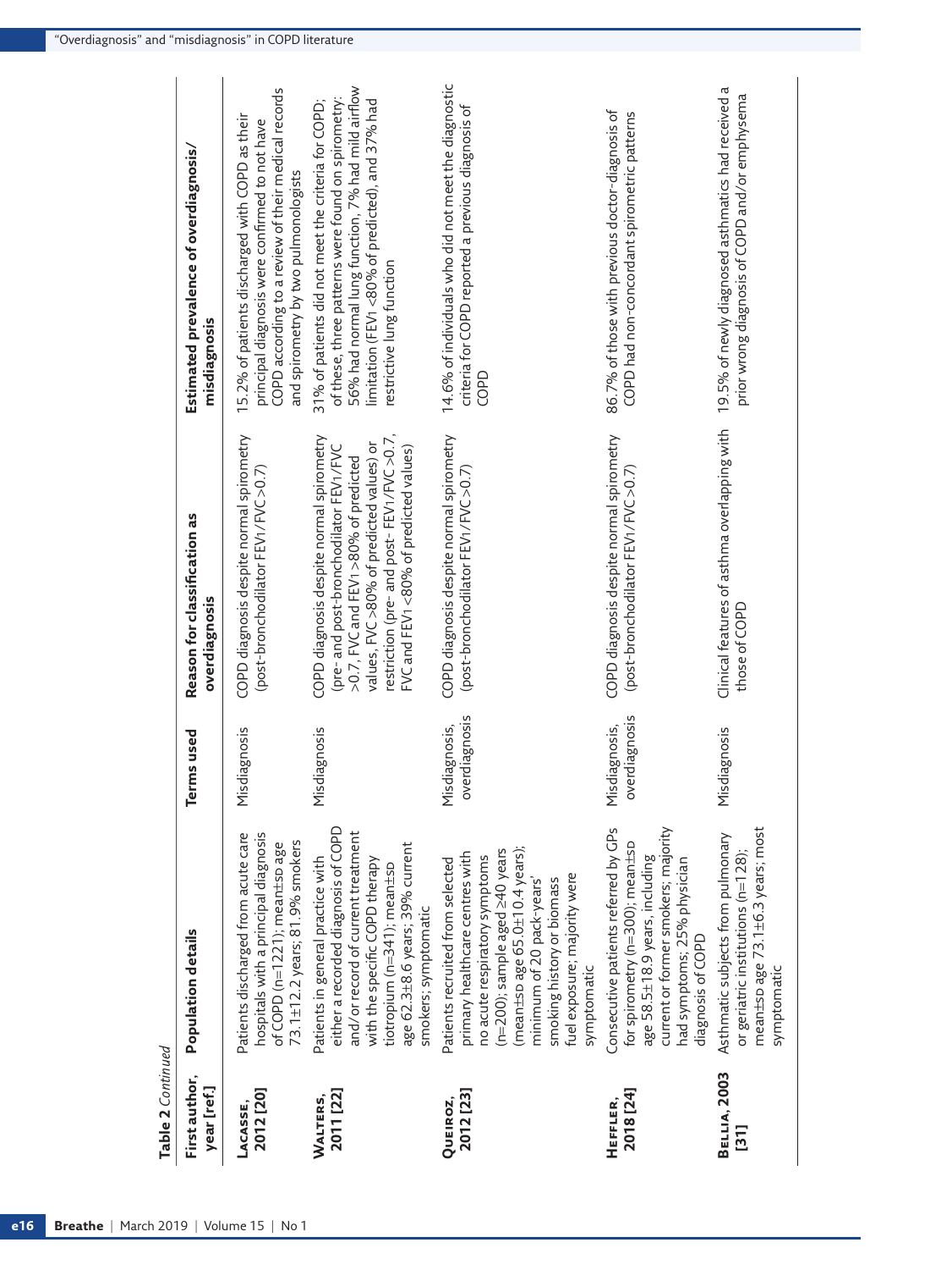**Table 2** *Continued*

| First author, year [ref.] | Population details | Terms used | Reason for classification as overdiagnosis | Estimated prevalence of overdiagnosis/ misdiagnosis |
|---|---|---|---|---|
| **Lacasse, 2012 [20]** | Patients discharged from acute care hospitals with a principal diagnosis of COPD (n=1221); mean±SD age 73.1±12.2 years; 81.9% smokers | Misdiagnosis | COPD diagnosis despite normal spirometry (post-bronchodilator $FEV_1/FVC > 0.7$) | 15.2% of patients discharged with COPD as their principal diagnosis were confirmed to not have COPD according to a review of their medical records and spirometry by two pulmonologists |
| **Walters, 2011 [22]** | Patients in general practice with either a recorded diagnosis of COPD and/or record of current treatment with the specific COPD therapy tiotropium (n=341); mean±SD age 62.3±8.6 years; 39% current smokers; symptomatic | Misdiagnosis | COPD diagnosis despite normal spirometry (pre- and post-bronchodilator $FEV_1/FVC > 0.7$, FVC and $FEV_1 > 80\%$ of predicted values, FVC >80% of predicted values) or restriction (pre- and post- $FEV_1/FVC > 0.7$, FVC and $FEV_1 < 80\%$ of predicted values) | 31% of patients did not meet the criteria for COPD; of these, three patterns were found on spirometry: 56% had normal lung function, 7% had mild airflow limitation ($FEV_1 < 80\%$ of predicted), and 37% had restrictive lung function |
| **Queiroz, 2012 [23]** | Patients recruited from selected primary healthcare centres with no acute respiratory symptoms (n=200); sample aged ≥40 years (mean±SD age 65.0±10.4 years); minimum of 20 pack-years' smoking history or biomass fuel exposure; majority were symptomatic | Misdiagnosis, overdiagnosis | COPD diagnosis despite normal spirometry (post-bronchodilator $FEV_1/FVC > 0.7$) | 14.6% of individuals who did not meet the diagnostic criteria for COPD reported a previous diagnosis of COPD |
| **Heffler, 2018 [24]** | Consecutive patients referred by GPs for spirometry (n=300); mean±SD age 58.5±18.9 years, including current or former smokers; majority had symptoms; 25% physician diagnosis of COPD | Misdiagnosis, overdiagnosis | COPD diagnosis despite normal spirometry (post-bronchodilator $FEV_1/FVC > 0.7$) | 86.7% of those with previous doctor-diagnosis of COPD had non-concordant spirometric patterns |
| **Bellia, 2003 [31]** | Asthmatic subjects from pulmonary or geriatric institutions (n=128); mean±SD age 73.1±6.3 years; most symptomatic | Misdiagnosis | Clinical features of asthma overlapping with those of COPD | 19.5% of newly diagnosed asthmatics had received a prior wrong diagnosis of COPD and/or emphysema |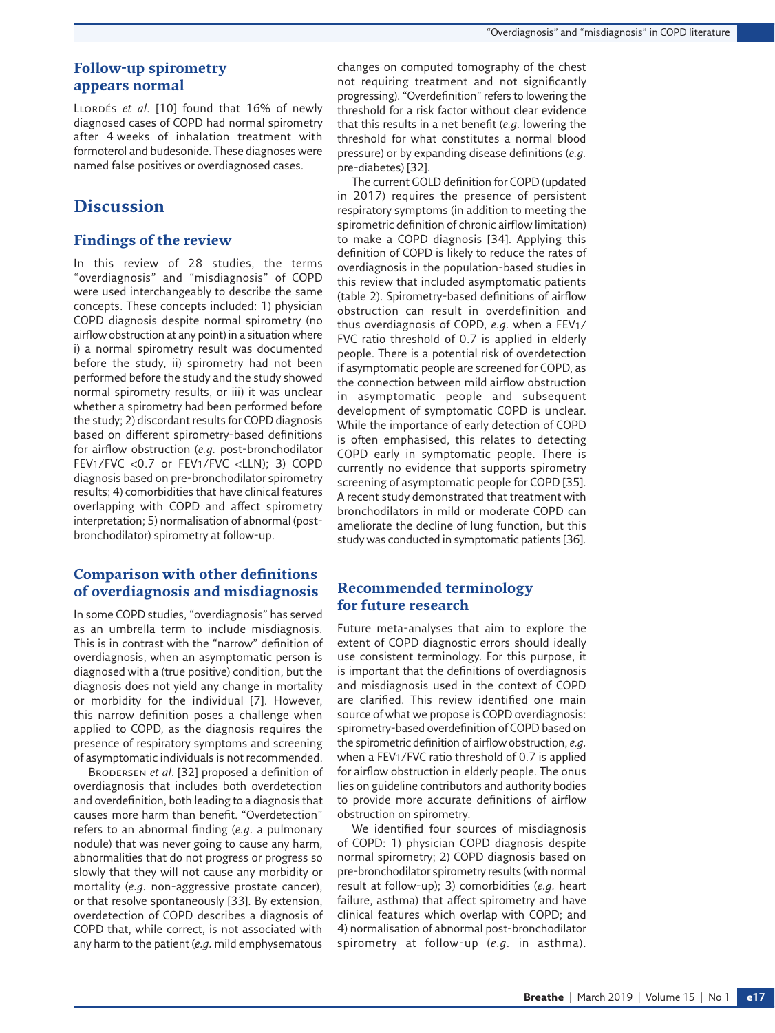### Follow-up spirometry appears normal

Llordés *et al*. [10] found that 16% of newly diagnosed cases of COPD had normal spirometry after 4 weeks of inhalation treatment with formoterol and budesonide. These diagnoses were named false positives or overdiagnosed cases.

## Discussion

### Findings of the review

In this review of 28 studies, the terms "overdiagnosis" and "misdiagnosis" of COPD were used interchangeably to describe the same concepts. These concepts included: 1) physician COPD diagnosis despite normal spirometry (no airflow obstruction at any point) in a situation where i) a normal spirometry result was documented before the study, ii) spirometry had not been performed before the study and the study showed normal spirometry results, or iii) it was unclear whether a spirometry had been performed before the study; 2) discordant results for COPD diagnosis based on different spirometry-based definitions for airflow obstruction (*e.g.* post-bronchodilator $FEV_1/FVC$ <0.7 or $FEV_1/FVC$ <LLN); 3) COPD diagnosis based on pre-bronchodilator spirometry results; 4) comorbidities that have clinical features overlapping with COPD and affect spirometry interpretation; 5) normalisation of abnormal (post-bronchodilator) spirometry at follow-up.

### Comparison with other definitions of overdiagnosis and misdiagnosis

In some COPD studies, "overdiagnosis" has served as an umbrella term to include misdiagnosis. This is in contrast with the "narrow" definition of overdiagnosis, when an asymptomatic person is diagnosed with a (true positive) condition, but the diagnosis does not yield any change in mortality or morbidity for the individual [7]. However, this narrow definition poses a challenge when applied to COPD, as the diagnosis requires the presence of respiratory symptoms and screening of asymptomatic individuals is not recommended.

Brodersen *et al*. [32] proposed a definition of overdiagnosis that includes both overdetection and overdefinition, both leading to a diagnosis that causes more harm than benefit. "Overdetection" refers to an abnormal finding (*e.g.* a pulmonary nodule) that was never going to cause any harm, abnormalities that do not progress or progress so slowly that they will not cause any morbidity or mortality (*e.g.* non-aggressive prostate cancer), or that resolve spontaneously [33]. By extension, overdetection of COPD describes a diagnosis of COPD that, while correct, is not associated with any harm to the patient (*e.g.* mild emphysematous changes on computed tomography of the chest not requiring treatment and not significantly progressing). "Overdefinition" refers to lowering the threshold for a risk factor without clear evidence that this results in a net benefit (*e.g.* lowering the threshold for what constitutes a normal blood pressure) or by expanding disease definitions (*e.g.* pre-diabetes) [32].

The current GOLD definition for COPD (updated in 2017) requires the presence of persistent respiratory symptoms (in addition to meeting the spirometric definition of chronic airflow limitation) to make a COPD diagnosis [34]. Applying this definition of COPD is likely to reduce the rates of overdiagnosis in the population-based studies in this review that included asymptomatic patients (table 2). Spirometry-based definitions of airflow obstruction can result in overdefinition and thus overdiagnosis of COPD, *e.g.* when a $FEV_1/FVC$ ratio threshold of 0.7 is applied in elderly people. There is a potential risk of overdetection if asymptomatic people are screened for COPD, as the connection between mild airflow obstruction in asymptomatic people and subsequent development of symptomatic COPD is unclear. While the importance of early detection of COPD is often emphasised, this relates to detecting COPD early in symptomatic people. There is currently no evidence that supports spirometry screening of asymptomatic people for COPD [35]. A recent study demonstrated that treatment with bronchodilators in mild or moderate COPD can ameliorate the decline of lung function, but this study was conducted in symptomatic patients [36].

### Recommended terminology for future research

Future meta-analyses that aim to explore the extent of COPD diagnostic errors should ideally use consistent terminology. For this purpose, it is important that the definitions of overdiagnosis and misdiagnosis used in the context of COPD are clarified. This review identified one main source of what we propose is COPD overdiagnosis: spirometry-based overdefinition of COPD based on the spirometric definition of airflow obstruction, *e.g.* when a $FEV_1/FVC$ ratio threshold of 0.7 is applied for airflow obstruction in elderly people. The onus lies on guideline contributors and authority bodies to provide more accurate definitions of airflow obstruction on spirometry.

We identified four sources of misdiagnosis of COPD: 1) physician COPD diagnosis despite normal spirometry; 2) COPD diagnosis based on pre-bronchodilator spirometry results (with normal result at follow-up); 3) comorbidities (*e.g.* heart failure, asthma) that affect spirometry and have clinical features which overlap with COPD; and 4) normalisation of abnormal post-bronchodilator spirometry at follow-up (*e.g.* in asthma).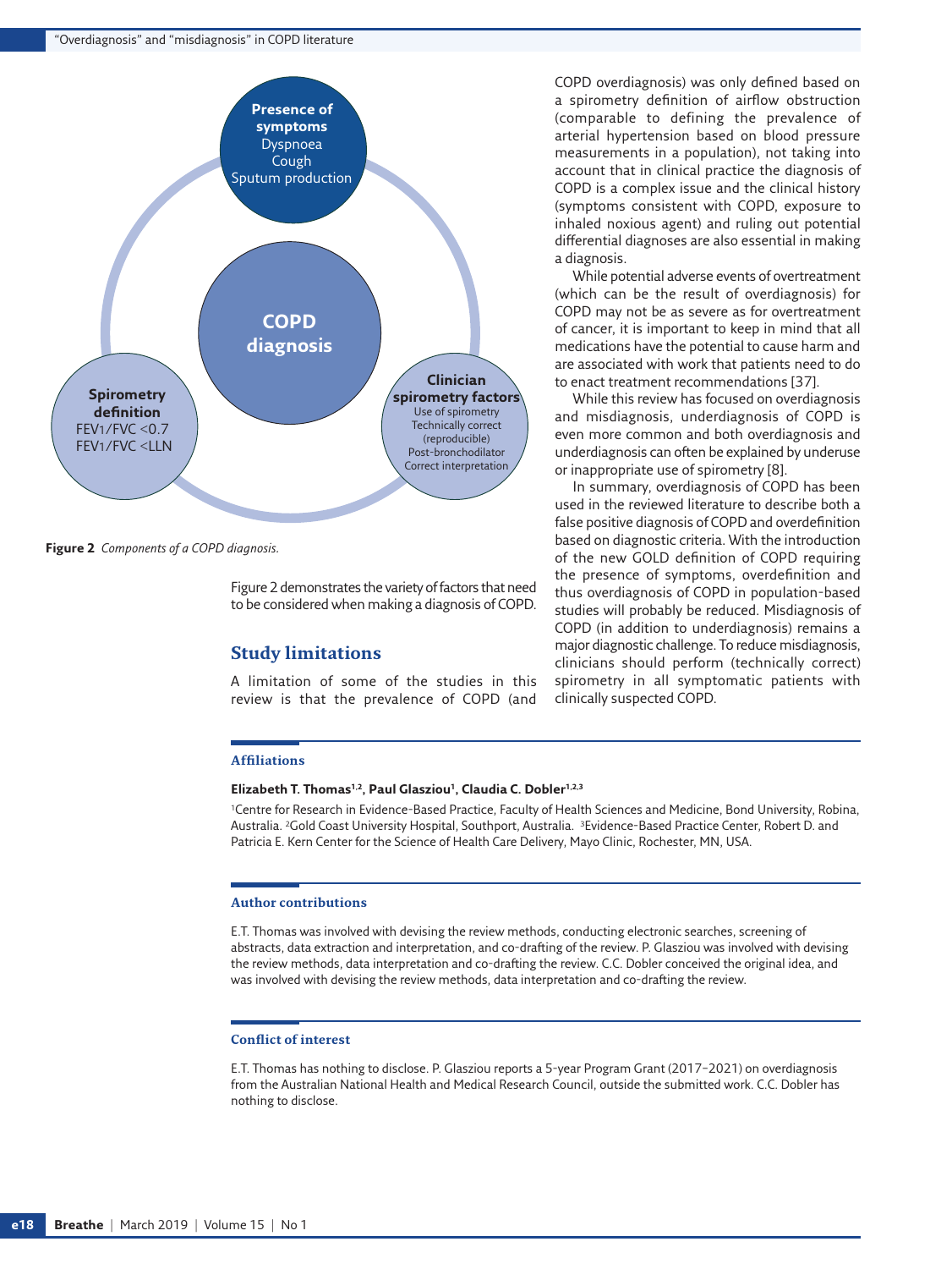**Figure 2** *Components of a COPD diagnosis.*

Figure 2 demonstrates the variety of factors that need to be considered when making a diagnosis of COPD.

## Study limitations

A limitation of some of the studies in this review is that the prevalence of COPD (and COPD overdiagnosis) was only defined based on a spirometry definition of airflow obstruction (comparable to defining the prevalence of arterial hypertension based on blood pressure measurements in a population), not taking into account that in clinical practice the diagnosis of COPD is a complex issue and the clinical history (symptoms consistent with COPD, exposure to inhaled noxious agent) and ruling out potential differential diagnoses are also essential in making a diagnosis.

While potential adverse events of overtreatment (which can be the result of overdiagnosis) for COPD may not be as severe as for overtreatment of cancer, it is important to keep in mind that all medications have the potential to cause harm and are associated with work that patients need to do to enact treatment recommendations [37].

While this review has focused on overdiagnosis and misdiagnosis, underdiagnosis of COPD is even more common and both overdiagnosis and underdiagnosis can often be explained by underuse or inappropriate use of spirometry [8].

In summary, overdiagnosis of COPD has been used in the reviewed literature to describe both a false positive diagnosis of COPD and overdefinition based on diagnostic criteria. With the introduction of the new GOLD definition of COPD requiring the presence of symptoms, overdefinition and thus overdiagnosis of COPD in population-based studies will probably be reduced. Misdiagnosis of COPD (in addition to underdiagnosis) remains a major diagnostic challenge. To reduce misdiagnosis, clinicians should perform (technically correct) spirometry in all symptomatic patients with clinically suspected COPD.

### Affiliations

**Elizabeth T. Thomas[1,2], Paul Glasziou[1], Claudia C. Dobler[1,2,3]**

[1]Centre for Research in Evidence-Based Practice, Faculty of Health Sciences and Medicine, Bond University, Robina, Australia. [2]Gold Coast University Hospital, Southport, Australia. [3]Evidence-Based Practice Center, Robert D. and Patricia E. Kern Center for the Science of Health Care Delivery, Mayo Clinic, Rochester, MN, USA.

### Author contributions

E.T. Thomas was involved with devising the review methods, conducting electronic searches, screening of abstracts, data extraction and interpretation, and co-drafting of the review. P. Glasziou was involved with devising the review methods, data interpretation and co-drafting the review. C.C. Dobler conceived the original idea, and was involved with devising the review methods, data interpretation and co-drafting the review.

### Conflict of interest

E.T. Thomas has nothing to disclose. P. Glasziou reports a 5-year Program Grant (2017–2021) on overdiagnosis from the Australian National Health and Medical Research Council, outside the submitted work. C.C. Dobler has nothing to disclose.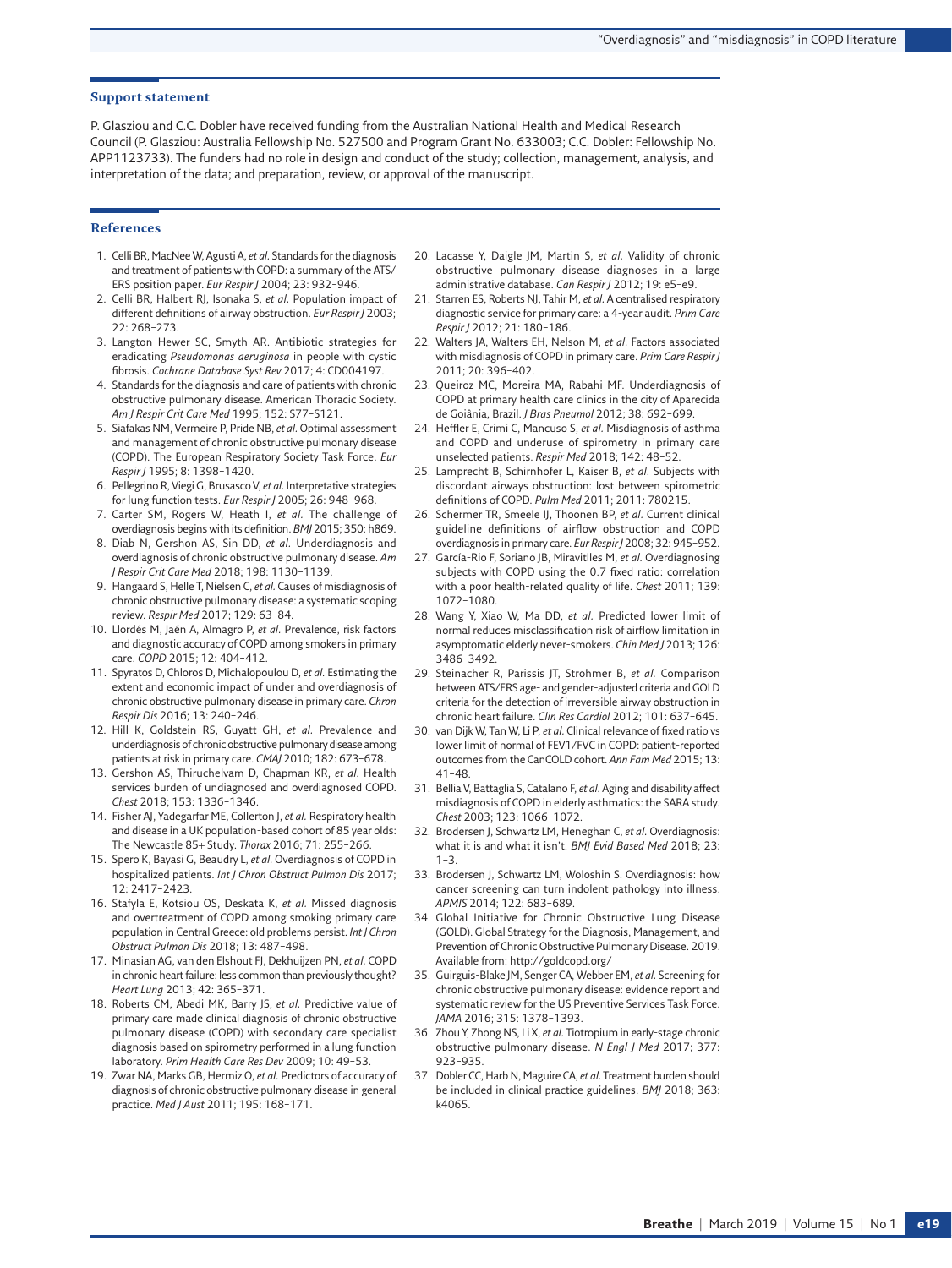## Support statement

P. Glasziou and C.C. Dobler have received funding from the Australian National Health and Medical Research Council (P. Glasziou: Australia Fellowship No. 527500 and Program Grant No. 633003; C.C. Dobler: Fellowship No. APP1123733). The funders had no role in design and conduct of the study; collection, management, analysis, and interpretation of the data; and preparation, review, or approval of the manuscript.

## References

1. Celli BR, MacNee W, Agusti A, *et al.* Standards for the diagnosis and treatment of patients with COPD: a summary of the ATS/ERS position paper. *Eur Respir J* 2004; 23: 932–946.
2. Celli BR, Halbert RJ, Isonaka S, *et al.* Population impact of different definitions of airway obstruction. *Eur Respir J* 2003; 22: 268–273.
3. Langton Hewer SC, Smyth AR. Antibiotic strategies for eradicating *Pseudomonas aeruginosa* in people with cystic fibrosis. *Cochrane Database Syst Rev* 2017; 4: CD004197.
4. Standards for the diagnosis and care of patients with chronic obstructive pulmonary disease. American Thoracic Society. *Am J Respir Crit Care Med* 1995; 152: S77–S121.
5. Siafakas NM, Vermeire P, Pride NB, *et al.* Optimal assessment and management of chronic obstructive pulmonary disease (COPD). The European Respiratory Society Task Force. *Eur Respir J* 1995; 8: 1398–1420.
6. Pellegrino R, Viegi G, Brusasco V, *et al.* Interpretative strategies for lung function tests. *Eur Respir J* 2005; 26: 948–968.
7. Carter SM, Rogers W, Heath I, *et al.* The challenge of overdiagnosis begins with its definition. *BMJ* 2015; 350: h869.
8. Diab N, Gershon AS, Sin DD, *et al.* Underdiagnosis and overdiagnosis of chronic obstructive pulmonary disease. *Am J Respir Crit Care Med* 2018; 198: 1130–1139.
9. Hangaard S, Helle T, Nielsen C, *et al.* Causes of misdiagnosis of chronic obstructive pulmonary disease: a systematic scoping review. *Respir Med* 2017; 129: 63–84.
10. Llordés M, Jaén A, Almagro P, *et al.* Prevalence, risk factors and diagnostic accuracy of COPD among smokers in primary care. *COPD* 2015; 12: 404–412.
11. Spyratos D, Chloros D, Michalopoulou D, *et al.* Estimating the extent and economic impact of under and overdiagnosis of chronic obstructive pulmonary disease in primary care. *Chron Respir Dis* 2016; 13: 240–246.
12. Hill K, Goldstein RS, Guyatt GH, *et al.* Prevalence and underdiagnosis of chronic obstructive pulmonary disease among patients at risk in primary care. *CMAJ* 2010; 182: 673–678.
13. Gershon AS, Thiruchelvam D, Chapman KR, *et al.* Health services burden of undiagnosed and overdiagnosed COPD. *Chest* 2018; 153: 1336–1346.
14. Fisher AJ, Yadegarfar ME, Collerton J, *et al.* Respiratory health and disease in a UK population-based cohort of 85 year olds: The Newcastle 85+ Study. *Thorax* 2016; 71: 255–266.
15. Spero K, Bayasi G, Beaudry L, *et al.* Overdiagnosis of COPD in hospitalized patients. *Int J Chron Obstruct Pulmon Dis* 2017; 12: 2417–2423.
16. Stafyla E, Kotsiou OS, Deskata K, *et al.* Missed diagnosis and overtreatment of COPD among smoking primary care population in Central Greece: old problems persist. *Int J Chron Obstruct Pulmon Dis* 2018; 13: 487–498.
17. Minasian AG, van den Elshout FJ, Dekhuijzen PN, *et al.* COPD in chronic heart failure: less common than previously thought? *Heart Lung* 2013; 42: 365–371.
18. Roberts CM, Abedi MK, Barry JS, *et al.* Predictive value of primary care made clinical diagnosis of chronic obstructive pulmonary disease (COPD) with secondary care specialist diagnosis based on spirometry performed in a lung function laboratory. *Prim Health Care Res Dev* 2009; 10: 49–53.
19. Zwar NA, Marks GB, Hermiz O, *et al.* Predictors of accuracy of diagnosis of chronic obstructive pulmonary disease in general practice. *Med J Aust* 2011; 195: 168–171.
20. Lacasse Y, Daigle JM, Martin S, *et al.* Validity of chronic obstructive pulmonary disease diagnoses in a large administrative database. *Can Respir J* 2012; 19: e5–e9.
21. Starren ES, Roberts NJ, Tahir M, *et al.* A centralised respiratory diagnostic service for primary care: a 4-year audit. *Prim Care Respir J* 2012; 21: 180–186.
22. Walters JA, Walters EH, Nelson M, *et al.* Factors associated with misdiagnosis of COPD in primary care. *Prim Care Respir J* 2011; 20: 396–402.
23. Queiroz MC, Moreira MA, Rabahi MF. Underdiagnosis of COPD at primary health care clinics in the city of Aparecida de Goiânia, Brazil. *J Bras Pneumol* 2012; 38: 692–699.
24. Heffler E, Crimi C, Mancuso S, *et al.* Misdiagnosis of asthma and COPD and underuse of spirometry in primary care unselected patients. *Respir Med* 2018; 142: 48–52.
25. Lamprecht B, Schirnhofer L, Kaiser B, *et al.* Subjects with discordant airways obstruction: lost between spirometric definitions of COPD. *Pulm Med* 2011; 2011: 780215.
26. Schermer TR, Smeele IJ, Thoonen BP, *et al.* Current clinical guideline definitions of airflow obstruction and COPD overdiagnosis in primary care. *Eur Respir J* 2008; 32: 945–952.
27. García-Rio F, Soriano JB, Miravitlles M, *et al.* Overdiagnosing subjects with COPD using the 0.7 fixed ratio: correlation with a poor health-related quality of life. *Chest* 2011; 139: 1072–1080.
28. Wang Y, Xiao W, Ma DD, *et al.* Predicted lower limit of normal reduces misclassification risk of airflow limitation in asymptomatic elderly never-smokers. *Chin Med J* 2013; 126: 3486–3492.
29. Steinacher R, Parissis JT, Strohmer B, *et al.* Comparison between ATS/ERS age- and gender-adjusted criteria and GOLD criteria for the detection of irreversible airway obstruction in chronic heart failure. *Clin Res Cardiol* 2012; 101: 637–645.
30. van Dijk W, Tan W, Li P, *et al.* Clinical relevance of fixed ratio vs lower limit of normal of FEV1/FVC in COPD: patient-reported outcomes from the CanCOLD cohort. *Ann Fam Med* 2015; 13: 41–48.
31. Bellia V, Battaglia S, Catalano F, *et al.* Aging and disability affect misdiagnosis of COPD in elderly asthmatics: the SARA study. *Chest* 2003; 123: 1066–1072.
32. Brodersen J, Schwartz LM, Heneghan C, *et al.* Overdiagnosis: what it is and what it isn't. *BMJ Evid Based Med* 2018; 23: 1–3.
33. Brodersen J, Schwartz LM, Woloshin S. Overdiagnosis: how cancer screening can turn indolent pathology into illness. *APMIS* 2014; 122: 683–689.
34. Global Initiative for Chronic Obstructive Lung Disease (GOLD). Global Strategy for the Diagnosis, Management, and Prevention of Chronic Obstructive Pulmonary Disease. 2019. Available from: http://goldcopd.org/
35. Guirguis-Blake JM, Senger CA, Webber EM, *et al.* Screening for chronic obstructive pulmonary disease: evidence report and systematic review for the US Preventive Services Task Force. *JAMA* 2016; 315: 1378–1393.
36. Zhou Y, Zhong NS, Li X, *et al.* Tiotropium in early-stage chronic obstructive pulmonary disease. *N Engl J Med* 2017; 377: 923–935.
37. Dobler CC, Harb N, Maguire CA, *et al.* Treatment burden should be included in clinical practice guidelines. *BMJ* 2018; 363: k4065.